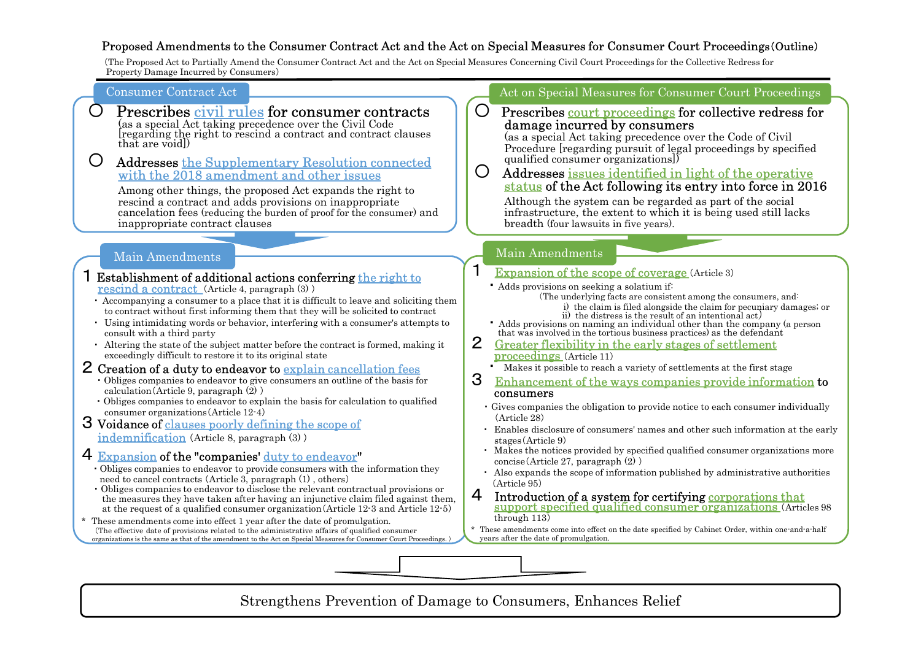# Proposed Amendments to the Consumer Contract Act and the Act on Special Measures for Consumer Court Proceedings (Outline)

(The Proposed Act to Partially Amend the Consumer Contract Act and the Act on Special Measures Concerning Civil Court Proceedings for the Collective Redress for Property Damage Incurred by Consumers)

## Consumer Contract Act

○ **Prescribes civil rules for consumer contracts**
(as a special Act taking precedence over the Civil Code [regarding the right to rescind a contract and contract clauses that are void])

○ **Addresses the Supplementary Resolution connected with the 2018 amendment and other issues**
Among other things, the proposed Act expands the right to rescind a contract and adds provisions on inappropriate cancelation fees (reducing the burden of proof for the consumer) and inappropriate contract clauses

### Main Amendments

**1 Establishment of additional actions conferring the right to rescind a contract** (Article 4, paragraph (3))

- Accompanying a consumer to a place that it is difficult to leave and soliciting them to contract without first informing them that they will be solicited to contract
- Using intimidating words or behavior, interfering with a consumer's attempts to consult with a third party
- Altering the state of the subject matter before the contract is formed, making it exceedingly difficult to restore it to its original state

**2 Creation of a duty to endeavor to explain cancellation fees**

- Obliges companies to endeavor to give consumers an outline of the basis for calculation (Article 9, paragraph (2))
- Obliges companies to endeavor to explain the basis for calculation to qualified consumer organizations (Article 12-4)

**3 Voidance of clauses poorly defining the scope of indemnification** (Article 8, paragraph (3))

**4 Expansion of the "companies' duty to endeavor"**

- Obliges companies to endeavor to provide consumers with the information they need to cancel contracts (Article 3, paragraph (1), others)
- Obliges companies to endeavor to disclose the relevant contractual provisions or the measures they have taken after having an injunctive claim filed against them, at the request of a qualified consumer organization (Article 12-3 and Article 12-5)

\* These amendments come into effect 1 year after the date of promulgation.
(The effective date of provisions related to the administrative affairs of qualified consumer organizations is the same as that of the amendment to the Act on Special Measures for Consumer Court Proceedings.)

## Act on Special Measures for Consumer Court Proceedings

○ **Prescribes court proceedings for collective redress for damage incurred by consumers**
(as a special Act taking precedence over the Code of Civil Procedure [regarding pursuit of legal proceedings by specified qualified consumer organizations])

○ **Addresses issues identified in light of the operative status of the Act following its entry into force in 2016**
Although the system can be regarded as part of the social infrastructure, the extent to which it is being used still lacks breadth (four lawsuits in five years).

### Main Amendments

**1 Expansion of the scope of coverage** (Article 3)

- Adds provisions on seeking a solatium if:
  (The underlying facts are consistent among the consumers, and:
  i) the claim is filed alongside the claim for pecuniary damages; or
  ii) the distress is the result of an intentional act)
- Adds provisions on naming an individual other than the company (a person that was involved in the tortious business practices) as the defendant

**2 Greater flexibility in the early stages of settlement proceedings** (Article 11)

- Makes it possible to reach a variety of settlements at the first stage

**3 Enhancement of the ways companies provide information to consumers**

- Gives companies the obligation to provide notice to each consumer individually (Article 28)
- Enables disclosure of consumers' names and other such information at the early stages (Article 9)
- Makes the notices provided by specified qualified consumer organizations more concise (Article 27, paragraph (2))
- Also expands the scope of information published by administrative authorities (Article 95)

**4 Introduction of a system for certifying corporations that support specified qualified consumer organizations** (Articles 98 through 113)

\* These amendments come into effect on the date specified by Cabinet Order, within one-and-a-half years after the date of promulgation.

---

**Strengthens Prevention of Damage to Consumers, Enhances Relief**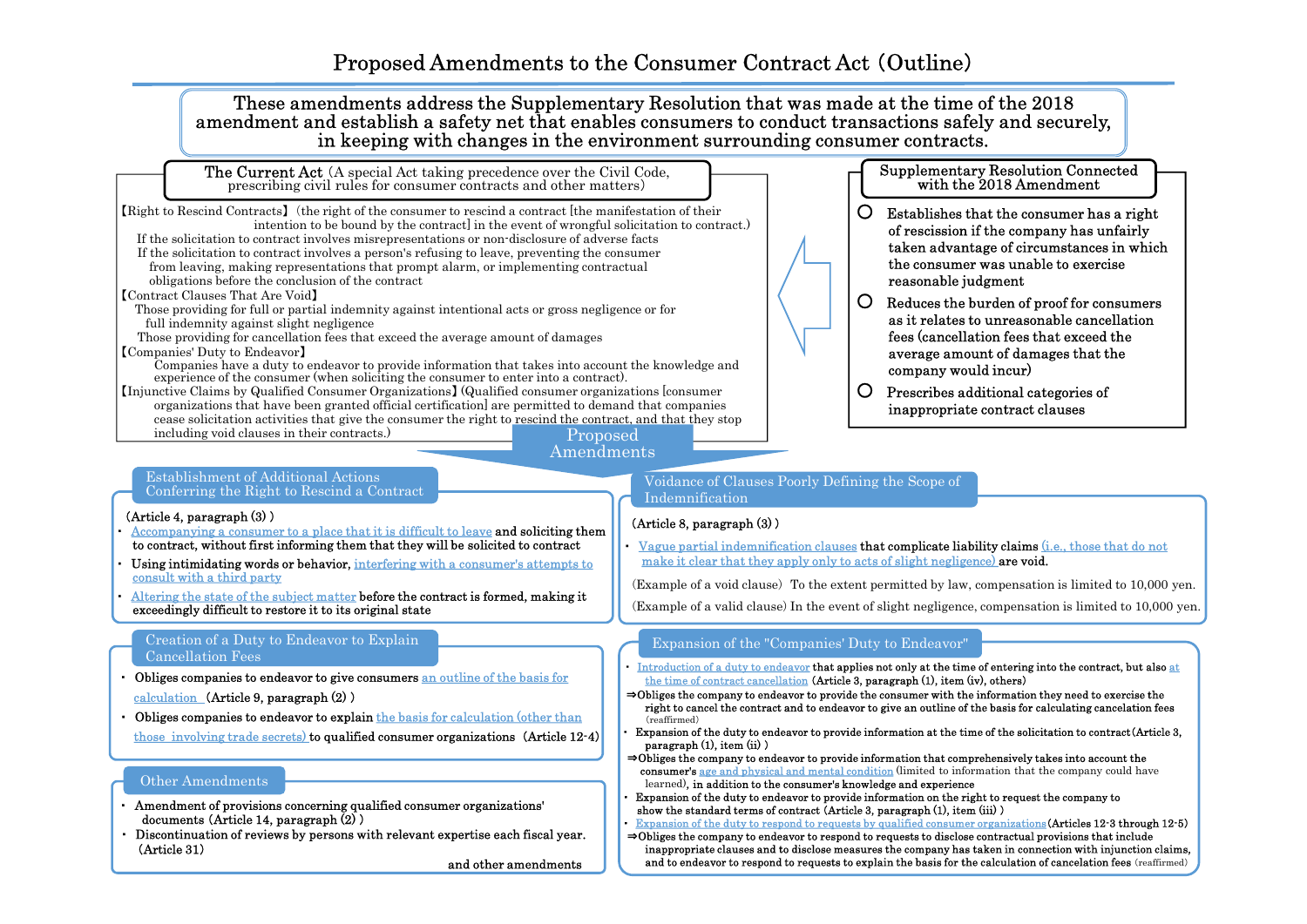# Proposed Amendments to the Consumer Contract Act（Outline）

**These amendments address the Supplementary Resolution that was made at the time of the 2018 amendment and establish a safety net that enables consumers to conduct transactions safely and securely, in keeping with changes in the environment surrounding consumer contracts.**

## The Current Act（A special Act taking precedence over the Civil Code, prescribing civil rules for consumer contracts and other matters）

【Right to Rescind Contracts】（the right of the consumer to rescind a contract [the manifestation of their intention to be bound by the contract] in the event of wrongful solicitation to contract.）

- If the solicitation to contract involves misrepresentations or non-disclosure of adverse facts
- If the solicitation to contract involves a person's refusing to leave, preventing the consumer from leaving, making representations that prompt alarm, or implementing contractual obligations before the conclusion of the contract

【Contract Clauses That Are Void】

- Those providing for full or partial indemnity against intentional acts or gross negligence or for full indemnity against slight negligence
- Those providing for cancellation fees that exceed the average amount of damages

【Companies' Duty to Endeavor】

Companies have a duty to endeavor to provide information that takes into account the knowledge and experience of the consumer (when soliciting the consumer to enter into a contract).

【Injunctive Claims by Qualified Consumer Organizations】(Qualified consumer organizations [consumer organizations that have been granted official certification] are permitted to demand that companies cease solicitation activities that give the consumer the right to rescind the contract, and that they stop including void clauses in their contracts.)

## Supplementary Resolution Connected with the 2018 Amendment

- ○ Establishes that the consumer has a right of rescission if the company has unfairly taken advantage of circumstances in which the consumer was unable to exercise reasonable judgment
- ○ Reduces the burden of proof for consumers as it relates to unreasonable cancellation fees (cancellation fees that exceed the average amount of damages that the company would incur)
- ○ Prescribes additional categories of inappropriate contract clauses

## Proposed Amendments

### Establishment of Additional Actions Conferring the Right to Rescind a Contract

（Article 4, paragraph (3) ）

- Accompanying a consumer to a place that it is difficult to leave and soliciting them to contract, without first informing them that they will be solicited to contract
- Using intimidating words or behavior, interfering with a consumer's attempts to consult with a third party
- Altering the state of the subject matter before the contract is formed, making it exceedingly difficult to restore it to its original state

### Voidance of Clauses Poorly Defining the Scope of Indemnification

(Article 8, paragraph (3) )

- Vague partial indemnification clauses that complicate liability claims (i.e., those that do not make it clear that they apply only to acts of slight negligence) are void.

(Example of a void clause) To the extent permitted by law, compensation is limited to 10,000 yen.

(Example of a valid clause) In the event of slight negligence, compensation is limited to 10,000 yen.

### Creation of a Duty to Endeavor to Explain Cancellation Fees

- Obliges companies to endeavor to give consumers an outline of the basis for calculation （Article 9, paragraph (2) ）
- Obliges companies to endeavor to explain the basis for calculation (other than those involving trade secrets) to qualified consumer organizations （Article 12-4）

### Expansion of the "Companies' Duty to Endeavor"

- Introduction of a duty to endeavor that applies not only at the time of entering into the contract, but also at the time of contract cancellation (Article 3, paragraph (1), item (iv), others)

⇒Obliges the company to endeavor to provide the consumer with the information they need to exercise the right to cancel the contract and to endeavor to give an outline of the basis for calculating cancellation fees (reaffirmed)

- Expansion of the duty to endeavor to provide information at the time of the solicitation to contract (Article 3, paragraph (1), item (ii) )

⇒Obliges the company to endeavor to provide information that comprehensively takes into account the consumer's age and physical and mental condition (limited to information that the company could have learned), in addition to the consumer's knowledge and experience

- Expansion of the duty to endeavor to provide information on the right to request the company to show the standard terms of contract (Article 3, paragraph (1), item (iii) )
- Expansion of the duty to respond to requests by qualified consumer organizations (Articles 12-3 through 12-5)

⇒Obliges the company to endeavor to respond to requests to disclose contractual provisions that include inappropriate clauses and to disclose measures the company has taken in connection with injunction claims, and to endeavor to respond to requests to explain the basis for the calculation of cancelation fees (reaffirmed)

### Other Amendments

- Amendment of provisions concerning qualified consumer organizations' documents（Article 14, paragraph (2) ）
- Discontinuation of reviews by persons with relevant expertise each fiscal year.（Article 31）

and other amendments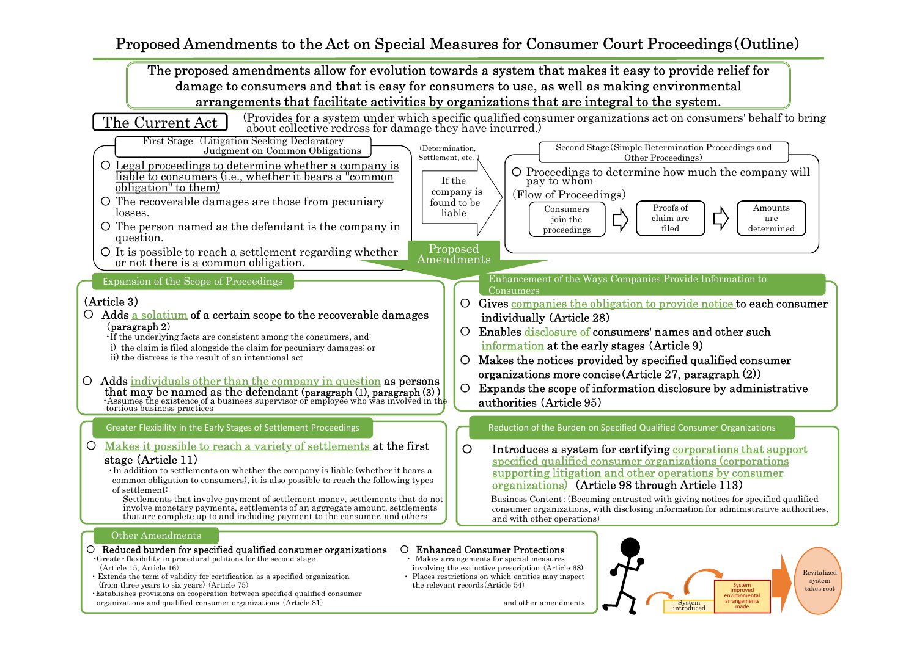# Proposed Amendments to the Act on Special Measures for Consumer Court Proceedings（Outline）

**The proposed amendments allow for evolution towards a system that makes it easy to provide relief for damage to consumers and that is easy for consumers to use, as well as making environmental arrangements that facilitate activities by organizations that are integral to the system.**

## The Current Act

(Provides for a system under which specific qualified consumer organizations act on consumers' behalf to bring about collective redress for damage they have incurred.)

### First Stage（Litigation Seeking Declaratory Judgment on Common Obligations

- Legal proceedings to determine whether a company is liable to consumers (i.e., whether it bears a "common obligation" to them)
- The recoverable damages are those from pecuniary losses.
- The person named as the defendant is the company in question.
- It is possible to reach a settlement regarding whether or not there is a common obligation.

(Determination, Settlement, etc.)

If the company is found to be liable

### Second Stage（Simple Determination Proceedings and Other Proceedings）

- Proceedings to determine how much the company will pay to whom

（Flow of Proceedings）

Consumers join the proceedings → Proofs of claim are filed → Amounts are determined

## Proposed Amendments

### Expansion of the Scope of Proceedings

（Article 3）

- Adds a solatium of a certain scope to the recoverable damages（paragraph 2）
  - ・If the underlying facts are consistent among the consumers, and:
    - i) the claim is filed alongside the claim for pecuniary damages; or
    - ii) the distress is the result of an intentional act
- Adds individuals other than the company in question as persons that may be named as the defendant (paragraph (1), paragraph (3) )
  - ・Assumes the existence of a business supervisor or employee who was involved in the tortious business practices

### Enhancement of the Ways Companies Provide Information to Consumers

- Gives companies the obligation to provide notice to each consumer individually（Article 28）
- Enables disclosure of consumers' names and other such information at the early stages（Article 9）
- Makes the notices provided by specified qualified consumer organizations more concise（Article 27, paragraph (2)）
- Expands the scope of information disclosure by administrative authorities（Article 95）

### Greater Flexibility in the Early Stages of Settlement Proceedings

- Makes it possible to reach a variety of settlements at the first stage（Article 11）
  - ・In addition to settlements on whether the company is liable (whether it bears a common obligation to consumers), it is also possible to reach the following types of settlement:
    - Settlements that involve payment of settlement money, settlements that do not involve monetary payments, settlements of an aggregate amount, settlements that are complete up to and including payment to the consumer, and others

### Reduction of the Burden on Specified Qualified Consumer Organizations

- Introduces a system for certifying corporations that support specified qualified consumer organizations (corporations supporting litigation and other operations by consumer organizations)（Article 98 through Article 113）

Business Content:（Becoming entrusted with giving notices for specified qualified consumer organizations, with disclosing information for administrative authorities, and with other operations)

### Other Amendments

- **Reduced burden for specified qualified consumer organizations**
  - ・Greater flexibility in procedural petitions for the second stage（Article 15, Article 16）
  - ・Extends the term of validity for certification as a specified organization (from three years to six years)（Article 75）
  - ・Establishes provisions on cooperation between specified qualified consumer organizations and qualified consumer organizations（Article 81）
- **Enhanced Consumer Protections**
  - ・Makes arrangements for special measures involving the extinctive prescription（Article 68）
  - ・Places restrictions on which entities may inspect the relevant records（Article 54）

and other amendments

System introduced → System improved environmental arrangements made → Revitalized system takes root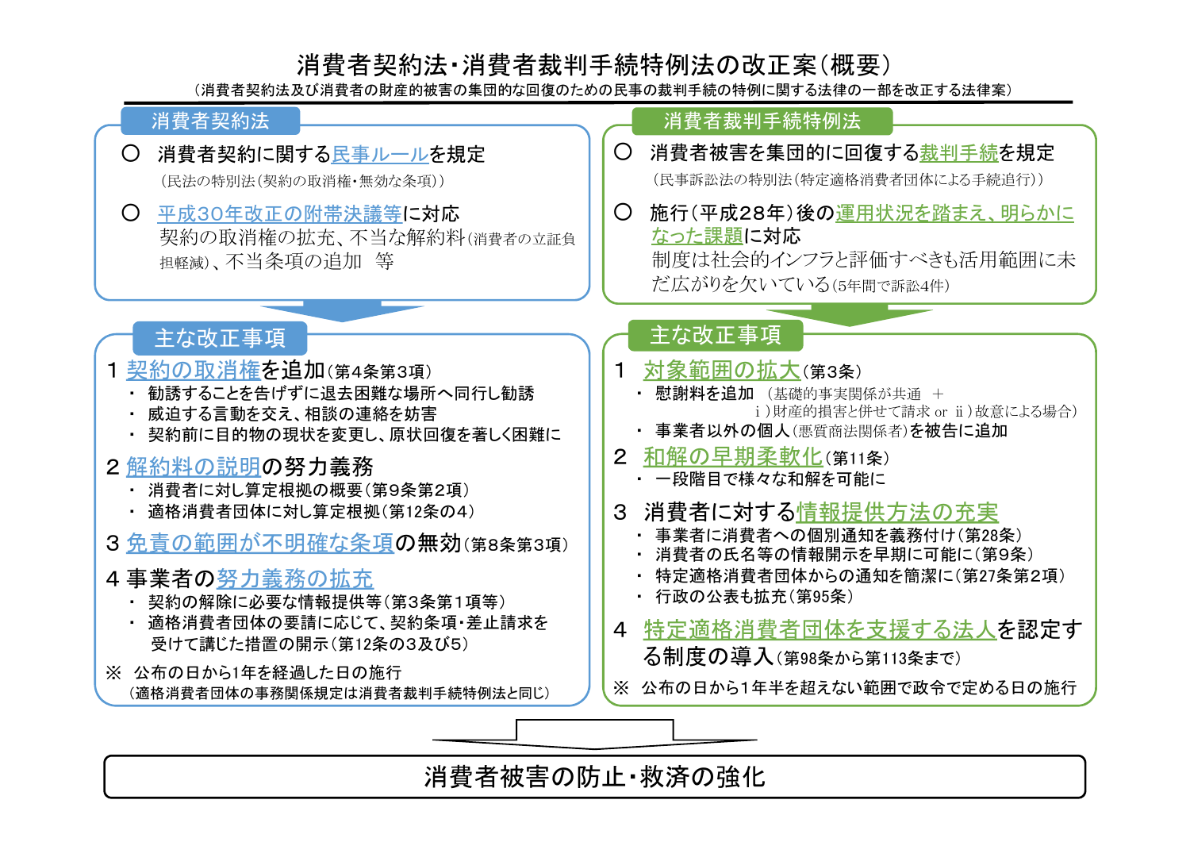# 消費者契約法・消費者裁判手続特例法の改正案（概要）

（消費者契約法及び消費者の財産的被害の集団的な回復のための民事の裁判手続の特例に関する法律の一部を改正する法律案）

## 消費者契約法

○ 消費者契約に関する民事ルールを規定
（民法の特別法（契約の取消権・無効な条項））

○ 平成30年改正の附帯決議等に対応
契約の取消権の拡充、不当な解約料（消費者の立証負担軽減）、不当条項の追加　等

### 主な改正事項

1 **契約の取消権を追加**（第4条第3項）
- 勧誘することを告げずに退去困難な場所へ同行し勧誘
- 威迫する言動を交え、相談の連絡を妨害
- 契約前に目的物の現状を変更し、原状回復を著しく困難に

2 **解約料の説明の努力義務**
- 消費者に対し算定根拠の概要（第9条第2項）
- 適格消費者団体に対し算定根拠（第12条の4）

3 **免責の範囲が不明確な条項の無効**（第8条第3項）

4 **事業者の努力義務の拡充**
- 契約の解除に必要な情報提供等（第3条第1項等）
- 適格消費者団体の要請に応じて、契約条項・差止請求を受けて講じた措置の開示（第12条の3及び5）

※ 公布の日から1年を経過した日の施行
（適格消費者団体の事務関係規定は消費者裁判手続特例法と同じ）

## 消費者裁判手続特例法

○ 消費者被害を集団的に回復する裁判手続を規定
（民事訴訟法の特別法（特定適格消費者団体による手続追行））

○ 施行（平成28年）後の運用状況を踏まえ、明らかになった課題に対応
制度は社会的インフラと評価すべきも活用範囲に未だ広がりを欠いている（5年間で訴訟4件）

### 主な改正事項

1 **対象範囲の拡大**（第3条）
- 慰謝料を追加　（基礎的事実関係が共通　＋　ⅰ）財産的損害と併せて請求 or ⅱ）故意による場合）
- 事業者以外の個人（悪質商法関係者）を被告に追加

2 **和解の早期柔軟化**（第11条）
- 一段階目で様々な和解を可能に

3 **消費者に対する情報提供方法の充実**
- 事業者に消費者への個別通知を義務付け（第28条）
- 消費者の氏名等の情報開示を早期に可能に（第9条）
- 特定適格消費者団体からの通知を簡潔に（第27条第2項）
- 行政の公表も拡充（第95条）

4 **特定適格消費者団体を支援する法人を認定する制度の導入**（第98条から第113条まで）

※ 公布の日から1年半を超えない範囲で政令で定める日の施行

**消費者被害の防止・救済の強化**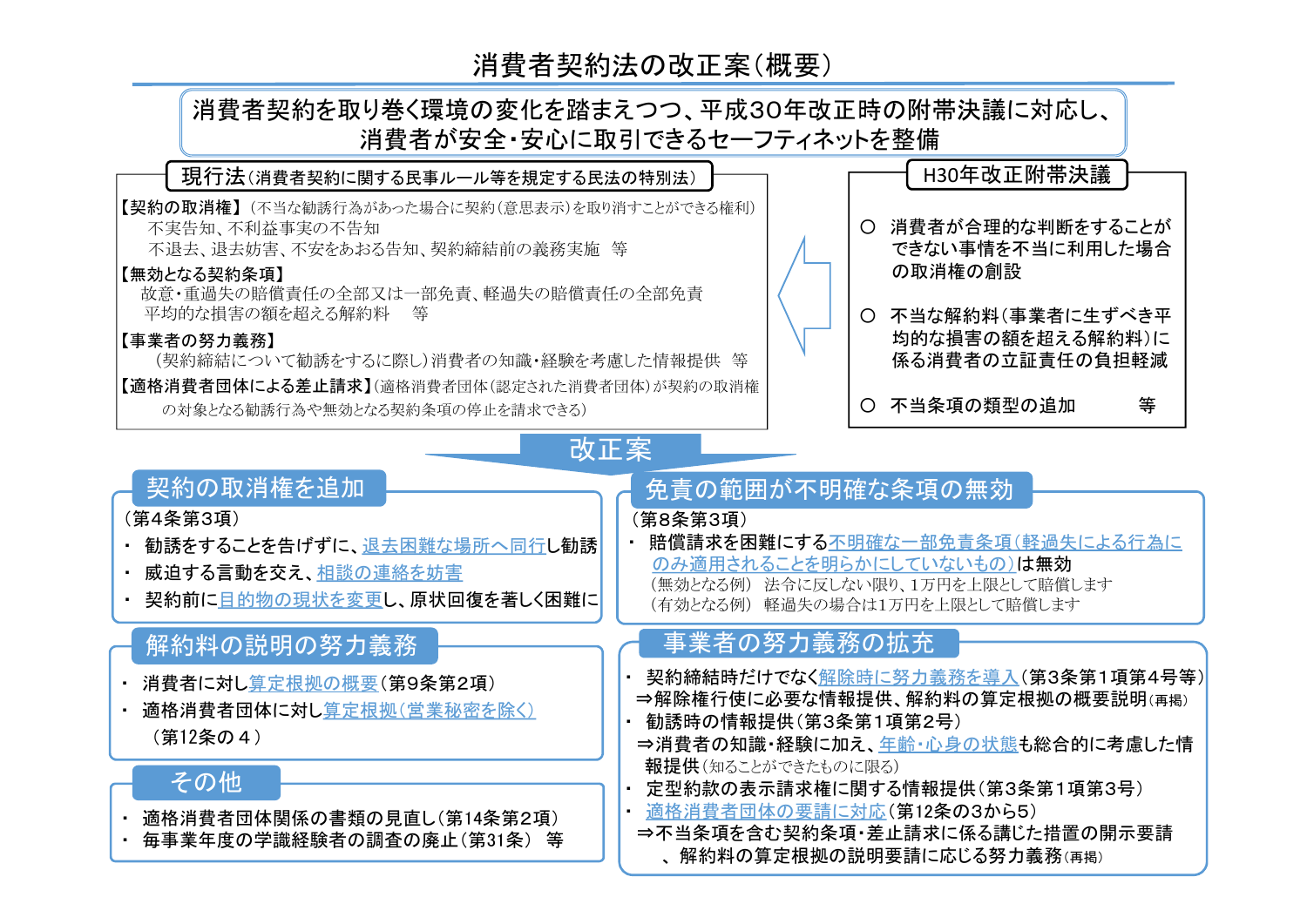# 消費者契約法の改正案（概要）

**消費者契約を取り巻く環境の変化を踏まえつつ、平成30年改正時の附帯決議に対応し、消費者が安全・安心に取引できるセーフティネットを整備**

## 現行法（消費者契約に関する民事ルール等を規定する民法の特別法）

**【契約の取消権】**（不当な勧誘行為があった場合に契約（意思表示）を取り消すことができる権利）
不実告知、不利益事実の不告知
不退去、退去妨害、不安をあおる告知、契約締結前の義務実施　等

**【無効となる契約条項】**
故意・重過失の賠償責任の全部又は一部免責、軽過失の賠償責任の全部免責
平均的な損害の額を超える解約料　等

**【事業者の努力義務】**
（契約締結について勧誘をするに際し）消費者の知識・経験を考慮した情報提供　等

**【適格消費者団体による差止請求】**（適格消費者団体（認定された消費者団体）が契約の取消権の対象となる勧誘行為や無効となる契約条項の停止を請求できる）

## H30年改正附帯決議

- ○ 消費者が合理的な判断をすることができない事情を不当に利用した場合の取消権の創設
- ○ 不当な解約料（事業者に生ずべき平均的な損害の額を超える解約料）に係る消費者の立証責任の負担軽減
- ○ 不当条項の類型の追加　等

## 改正案

### 契約の取消権を追加

（第4条第3項）

- 勧誘をすることを告げずに、退去困難な場所へ同行し勧誘
- 威迫する言動を交え、相談の連絡を妨害
- 契約前に目的物の現状を変更し、原状回復を著しく困難に

### 免責の範囲が不明確な条項の無効

（第8条第3項）

- 賠償請求を困難にする不明確な一部免責条項（軽過失による行為にのみ適用されることを明らかにしていないもの）は無効

（無効となる例）　法令に反しない限り、1万円を上限として賠償します
（有効となる例）　軽過失の場合は1万円を上限として賠償します

### 解約料の説明の努力義務

- 消費者に対し算定根拠の概要（第9条第2項）
- 適格消費者団体に対し算定根拠（営業秘密を除く）（第12条の４）

### 事業者の努力義務の拡充

- 契約締結時だけでなく解除時に努力義務を導入（第3条第１項第４号等）
  ⇒解除権行使に必要な情報提供、解約料の算定根拠の概要説明（再掲）
- 勧誘時の情報提供（第3条第１項第2号）
  ⇒消費者の知識・経験に加え、年齢・心身の状態も総合的に考慮した情報提供（知ることができたものに限る）
- 定型約款の表示請求権に関する情報提供（第3条第１項第3号）
- 適格消費者団体の要請に対応（第12条の3から5）
  ⇒不当条項を含む契約条項・差止請求に係る講じた措置の開示要請、解約料の算定根拠の説明要請に応じる努力義務（再掲）

### その他

- 適格消費者団体関係の書類の見直し（第14条第2項）
- 毎事業年度の学識経験者の調査の廃止（第31条）　等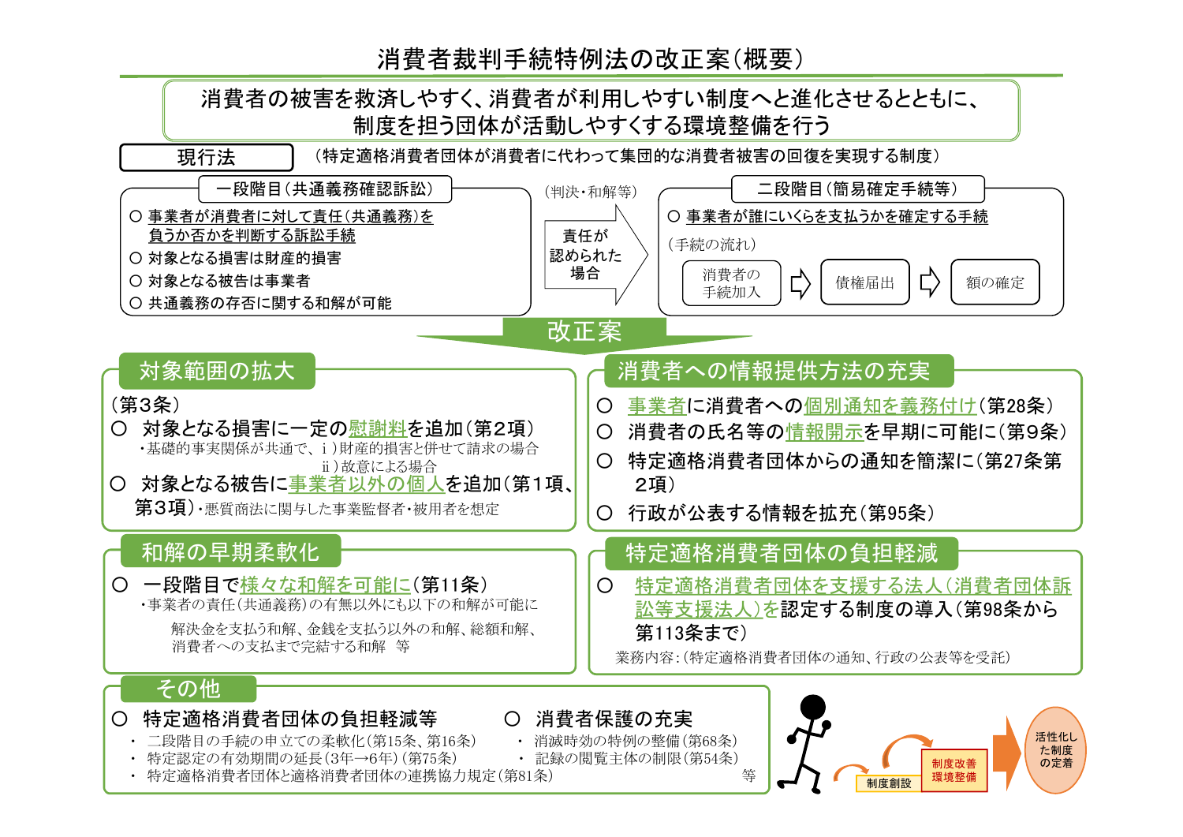# 消費者裁判手続特例法の改正案（概要）

消費者の被害を救済しやすく、消費者が利用しやすい制度へと進化させるとともに、
制度を担う団体が活動しやすくする環境整備を行う

## 現行法

（特定適格消費者団体が消費者に代わって集団的な消費者被害の回復を実現する制度）

### 一段階目（共通義務確認訴訟）

- ○ 事業者が消費者に対して責任（共通義務）を負うか否かを判断する訴訟手続
- ○ 対象となる損害は財産的損害
- ○ 対象となる被告は事業者
- ○ 共通義務の存否に関する和解が可能

（判決・和解等）
責任が認められた場合

### 二段階目（簡易確定手続等）

- ○ 事業者が誰にいくらを支払うかを確定する手続

（手続の流れ）
消費者の手続加入 ⇒ 債権届出 ⇒ 額の確定

## 改正案

### 対象範囲の拡大

（第3条）
- ○ 対象となる損害に一定の慰謝料を追加（第2項）
  - ・基礎的事実関係が共通で、ⅰ）財産的損害と併せて請求の場合　ⅱ）故意による場合
- ○ 対象となる被告に事業者以外の個人を追加（第1項、第3項）・悪質商法に関与した事業監督者・被用者を想定

### 消費者への情報提供方法の充実

- ○ 事業者に消費者への個別通知を義務付け（第28条）
- ○ 消費者の氏名等の情報開示を早期に可能に（第9条）
- ○ 特定適格消費者団体からの通知を簡潔に（第27条第2項）
- ○ 行政が公表する情報を拡充（第95条）

### 和解の早期柔軟化

- ○ 一段階目で様々な和解を可能に（第11条）
  - ・事業者の責任（共通義務）の有無以外にも以下の和解が可能に
  - 解決金を支払う和解、金銭を支払う以外の和解、総額和解、消費者への支払まで完結する和解　等

### 特定適格消費者団体の負担軽減

- ○ 特定適格消費者団体を支援する法人（消費者団体訴訟等支援法人）を認定する制度の導入（第98条から第113条まで）

業務内容:（特定適格消費者団体の通知、行政の公表等を受託）

### その他

- ○ 特定適格消費者団体の負担軽減等
  - ・ 二段階目の手続の申立ての柔軟化（第15条、第16条）
  - ・ 特定認定の有効期間の延長（3年→6年）（第75条）
  - ・ 特定適格消費者団体と適格消費者団体の連携協力規定（第81条）
- ○ 消費者保護の充実
  - ・ 消滅時効の特例の整備（第68条）
  - ・ 記録の閲覧主体の制限（第54条）

等

制度創設 → 制度改善 環境整備 → 活性化した制度の定着